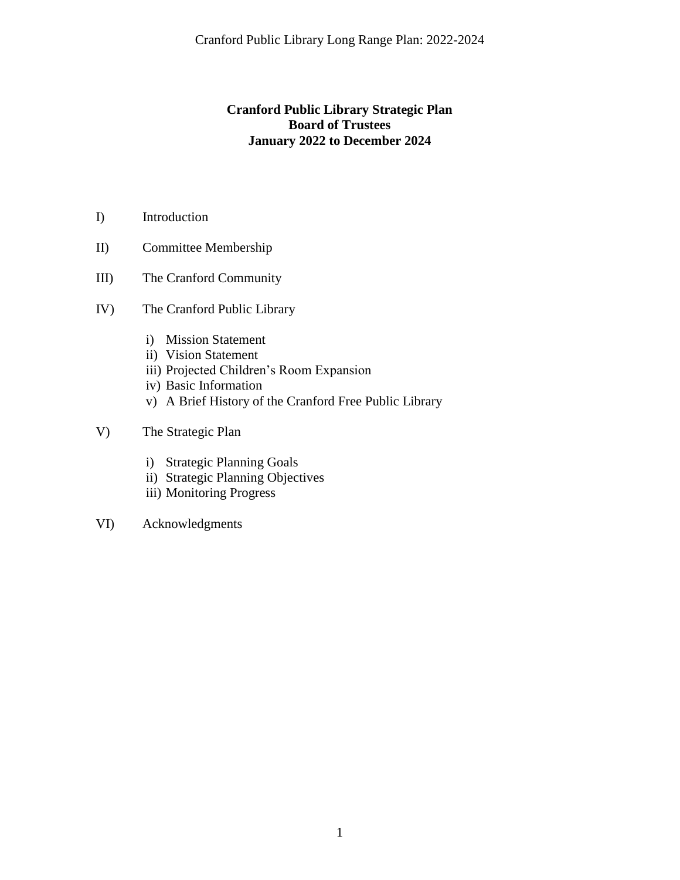# Cranford Public Library Strategic Plan
## Board of Trustees
## January 2022 to December 2024

I) Introduction

II) Committee Membership

III) The Cranford Community

IV) The Cranford Public Library

- i) Mission Statement
- ii) Vision Statement
- iii) Projected Children's Room Expansion
- iv) Basic Information
- v) A Brief History of the Cranford Free Public Library

V) The Strategic Plan

- i) Strategic Planning Goals
- ii) Strategic Planning Objectives
- iii) Monitoring Progress

VI) Acknowledgments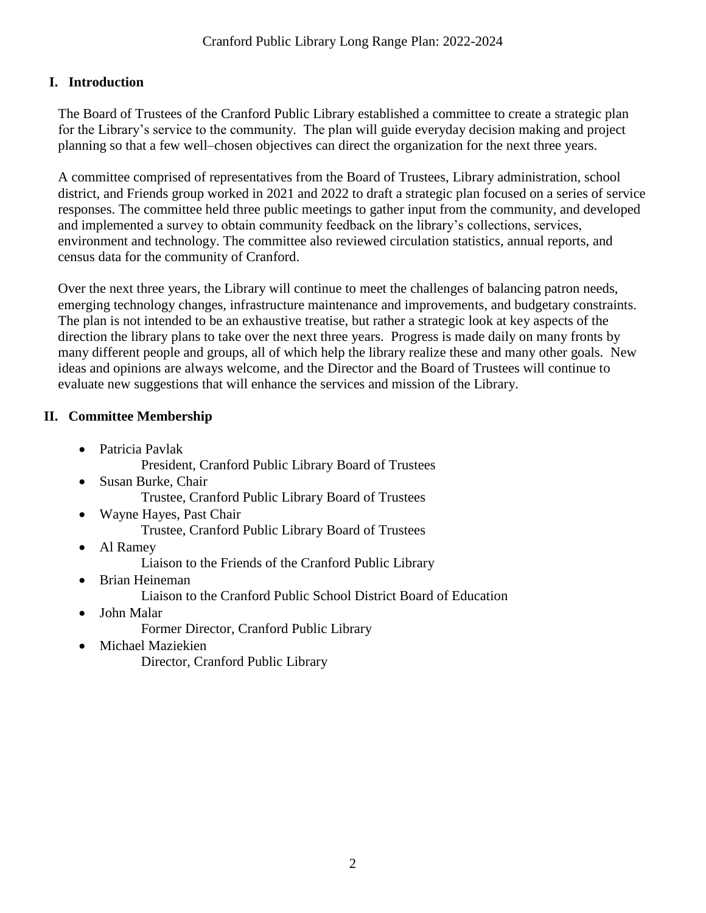## I. Introduction

The Board of Trustees of the Cranford Public Library established a committee to create a strategic plan for the Library's service to the community. The plan will guide everyday decision making and project planning so that a few well–chosen objectives can direct the organization for the next three years.

A committee comprised of representatives from the Board of Trustees, Library administration, school district, and Friends group worked in 2021 and 2022 to draft a strategic plan focused on a series of service responses. The committee held three public meetings to gather input from the community, and developed and implemented a survey to obtain community feedback on the library's collections, services, environment and technology. The committee also reviewed circulation statistics, annual reports, and census data for the community of Cranford.

Over the next three years, the Library will continue to meet the challenges of balancing patron needs, emerging technology changes, infrastructure maintenance and improvements, and budgetary constraints. The plan is not intended to be an exhaustive treatise, but rather a strategic look at key aspects of the direction the library plans to take over the next three years. Progress is made daily on many fronts by many different people and groups, all of which help the library realize these and many other goals. New ideas and opinions are always welcome, and the Director and the Board of Trustees will continue to evaluate new suggestions that will enhance the services and mission of the Library.

## II. Committee Membership

- Patricia Pavlak
  President, Cranford Public Library Board of Trustees
- Susan Burke, Chair
  Trustee, Cranford Public Library Board of Trustees
- Wayne Hayes, Past Chair
  Trustee, Cranford Public Library Board of Trustees
- Al Ramey
  Liaison to the Friends of the Cranford Public Library
- Brian Heineman
  Liaison to the Cranford Public School District Board of Education
- John Malar
  Former Director, Cranford Public Library
- Michael Maziekien
  Director, Cranford Public Library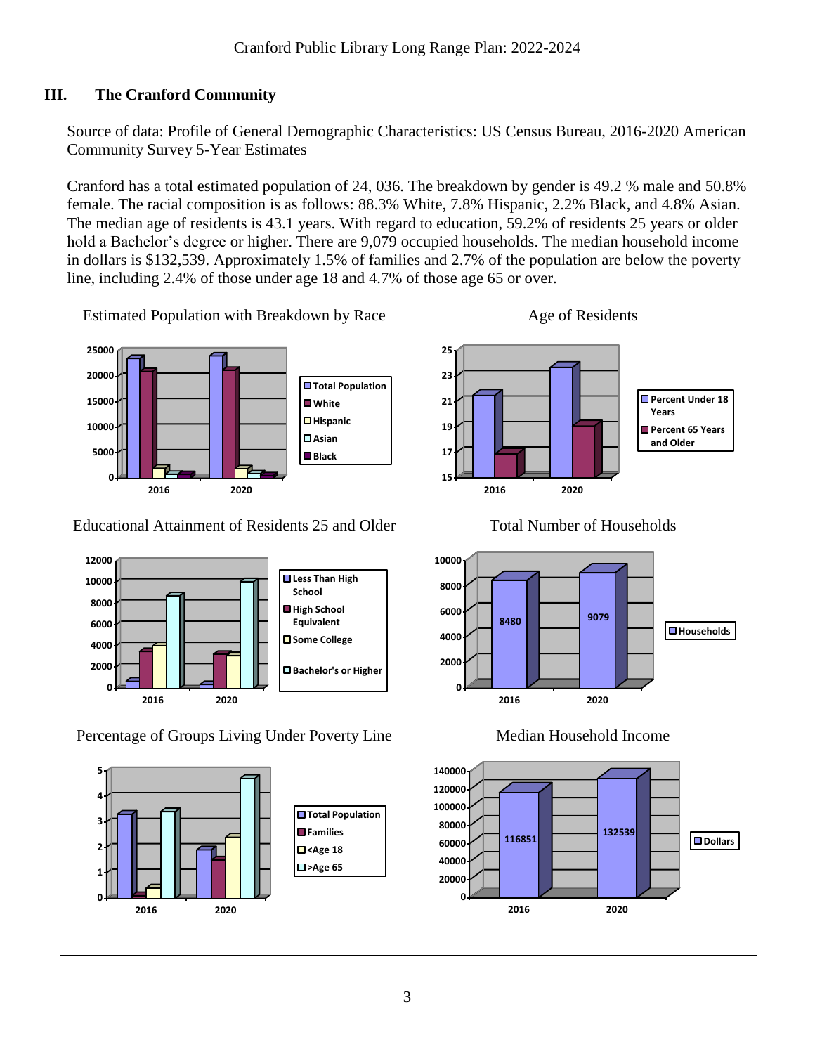## III. The Cranford Community

Source of data: Profile of General Demographic Characteristics: US Census Bureau, 2016-2020 American Community Survey 5-Year Estimates

Cranford has a total estimated population of 24, 036. The breakdown by gender is 49.2 % male and 50.8% female. The racial composition is as follows: 88.3% White, 7.8% Hispanic, 2.2% Black, and 4.8% Asian. The median age of residents is 43.1 years. With regard to education, 59.2% of residents 25 years or older hold a Bachelor's degree or higher. There are 9,079 occupied households. The median household income in dollars is $132,539. Approximately 1.5% of families and 2.7% of the population are below the poverty line, including 2.4% of those under age 18 and 4.7% of those age 65 or over.

Estimated Population with Breakdown by Race

Age of Residents

Educational Attainment of Residents 25 and Older

Total Number of Households

| | 2016 | 2020 |
|---|---|---|
| Households | 8480 | 9079 |

Percentage of Groups Living Under Poverty Line

Median Household Income

| | 2016 | 2020 |
|---|---|---|
| Dollars | 116851 | 132539 |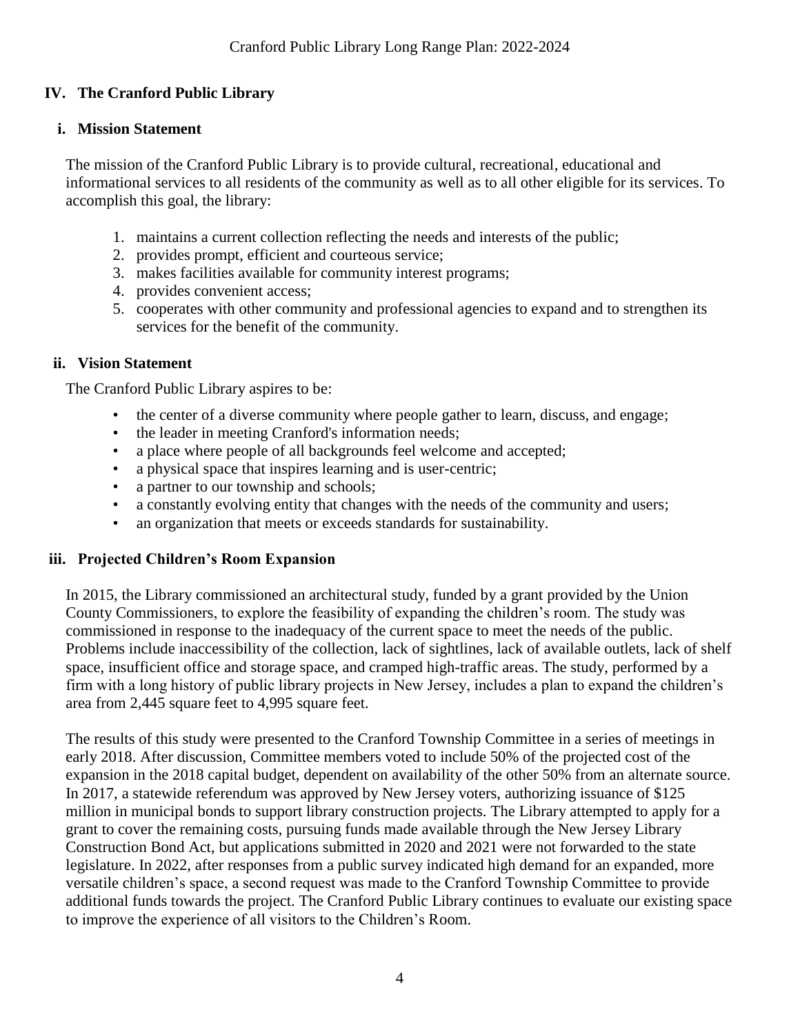## IV. The Cranford Public Library

### i. Mission Statement

The mission of the Cranford Public Library is to provide cultural, recreational, educational and informational services to all residents of the community as well as to all other eligible for its services. To accomplish this goal, the library:

1. maintains a current collection reflecting the needs and interests of the public;
2. provides prompt, efficient and courteous service;
3. makes facilities available for community interest programs;
4. provides convenient access;
5. cooperates with other community and professional agencies to expand and to strengthen its services for the benefit of the community.

### ii. Vision Statement

The Cranford Public Library aspires to be:

- the center of a diverse community where people gather to learn, discuss, and engage;
- the leader in meeting Cranford's information needs;
- a place where people of all backgrounds feel welcome and accepted;
- a physical space that inspires learning and is user-centric;
- a partner to our township and schools;
- a constantly evolving entity that changes with the needs of the community and users;
- an organization that meets or exceeds standards for sustainability.

### iii. Projected Children's Room Expansion

In 2015, the Library commissioned an architectural study, funded by a grant provided by the Union County Commissioners, to explore the feasibility of expanding the children's room. The study was commissioned in response to the inadequacy of the current space to meet the needs of the public. Problems include inaccessibility of the collection, lack of sightlines, lack of available outlets, lack of shelf space, insufficient office and storage space, and cramped high-traffic areas. The study, performed by a firm with a long history of public library projects in New Jersey, includes a plan to expand the children's area from 2,445 square feet to 4,995 square feet.

The results of this study were presented to the Cranford Township Committee in a series of meetings in early 2018. After discussion, Committee members voted to include 50% of the projected cost of the expansion in the 2018 capital budget, dependent on availability of the other 50% from an alternate source. In 2017, a statewide referendum was approved by New Jersey voters, authorizing issuance of $125 million in municipal bonds to support library construction projects. The Library attempted to apply for a grant to cover the remaining costs, pursuing funds made available through the New Jersey Library Construction Bond Act, but applications submitted in 2020 and 2021 were not forwarded to the state legislature. In 2022, after responses from a public survey indicated high demand for an expanded, more versatile children's space, a second request was made to the Cranford Township Committee to provide additional funds towards the project. The Cranford Public Library continues to evaluate our existing space to improve the experience of all visitors to the Children's Room.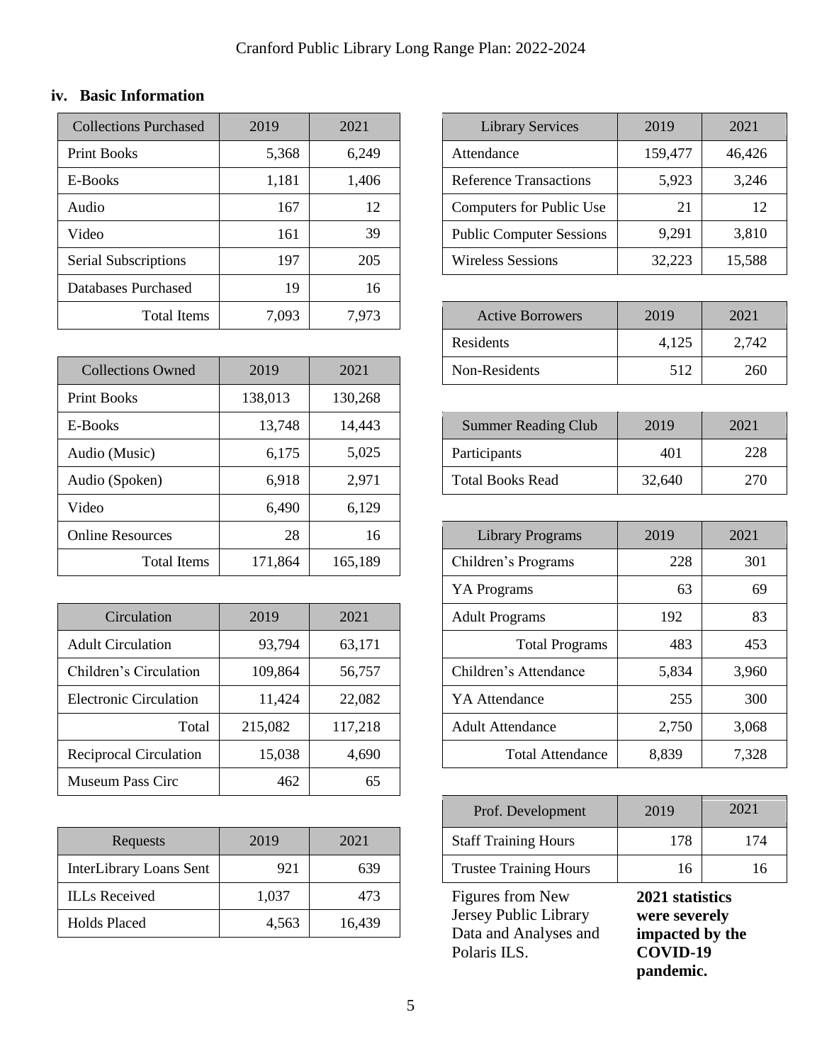### iv. Basic Information

| Collections Purchased | 2019 | 2021 |
|---|---|---|
| Print Books | 5,368 | 6,249 |
| E-Books | 1,181 | 1,406 |
| Audio | 167 | 12 |
| Video | 161 | 39 |
| Serial Subscriptions | 197 | 205 |
| Databases Purchased | 19 | 16 |
| Total Items | 7,093 | 7,973 |

| Collections Owned | 2019 | 2021 |
|---|---|---|
| Print Books | 138,013 | 130,268 |
| E-Books | 13,748 | 14,443 |
| Audio (Music) | 6,175 | 5,025 |
| Audio (Spoken) | 6,918 | 2,971 |
| Video | 6,490 | 6,129 |
| Online Resources | 28 | 16 |
| Total Items | 171,864 | 165,189 |

| Circulation | 2019 | 2021 |
|---|---|---|
| Adult Circulation | 93,794 | 63,171 |
| Children's Circulation | 109,864 | 56,757 |
| Electronic Circulation | 11,424 | 22,082 |
| Total | 215,082 | 117,218 |
| Reciprocal Circulation | 15,038 | 4,690 |
| Museum Pass Circ | 462 | 65 |

| Requests | 2019 | 2021 |
|---|---|---|
| InterLibrary Loans Sent | 921 | 639 |
| ILLs Received | 1,037 | 473 |
| Holds Placed | 4,563 | 16,439 |

| Library Services | 2019 | 2021 |
|---|---|---|
| Attendance | 159,477 | 46,426 |
| Reference Transactions | 5,923 | 3,246 |
| Computers for Public Use | 21 | 12 |
| Public Computer Sessions | 9,291 | 3,810 |
| Wireless Sessions | 32,223 | 15,588 |

| Active Borrowers | 2019 | 2021 |
|---|---|---|
| Residents | 4,125 | 2,742 |
| Non-Residents | 512 | 260 |

| Summer Reading Club | 2019 | 2021 |
|---|---|---|
| Participants | 401 | 228 |
| Total Books Read | 32,640 | 270 |

| Library Programs | 2019 | 2021 |
|---|---|---|
| Children's Programs | 228 | 301 |
| YA Programs | 63 | 69 |
| Adult Programs | 192 | 83 |
| Total Programs | 483 | 453 |
| Children's Attendance | 5,834 | 3,960 |
| YA Attendance | 255 | 300 |
| Adult Attendance | 2,750 | 3,068 |
| Total Attendance | 8,839 | 7,328 |

| Prof. Development | 2019 | 2021 |
|---|---|---|
| Staff Training Hours | 178 | 174 |
| Trustee Training Hours | 16 | 16 |

Figures from New Jersey Public Library Data and Analyses and Polaris ILS.

**2021 statistics were severely impacted by the COVID-19 pandemic.**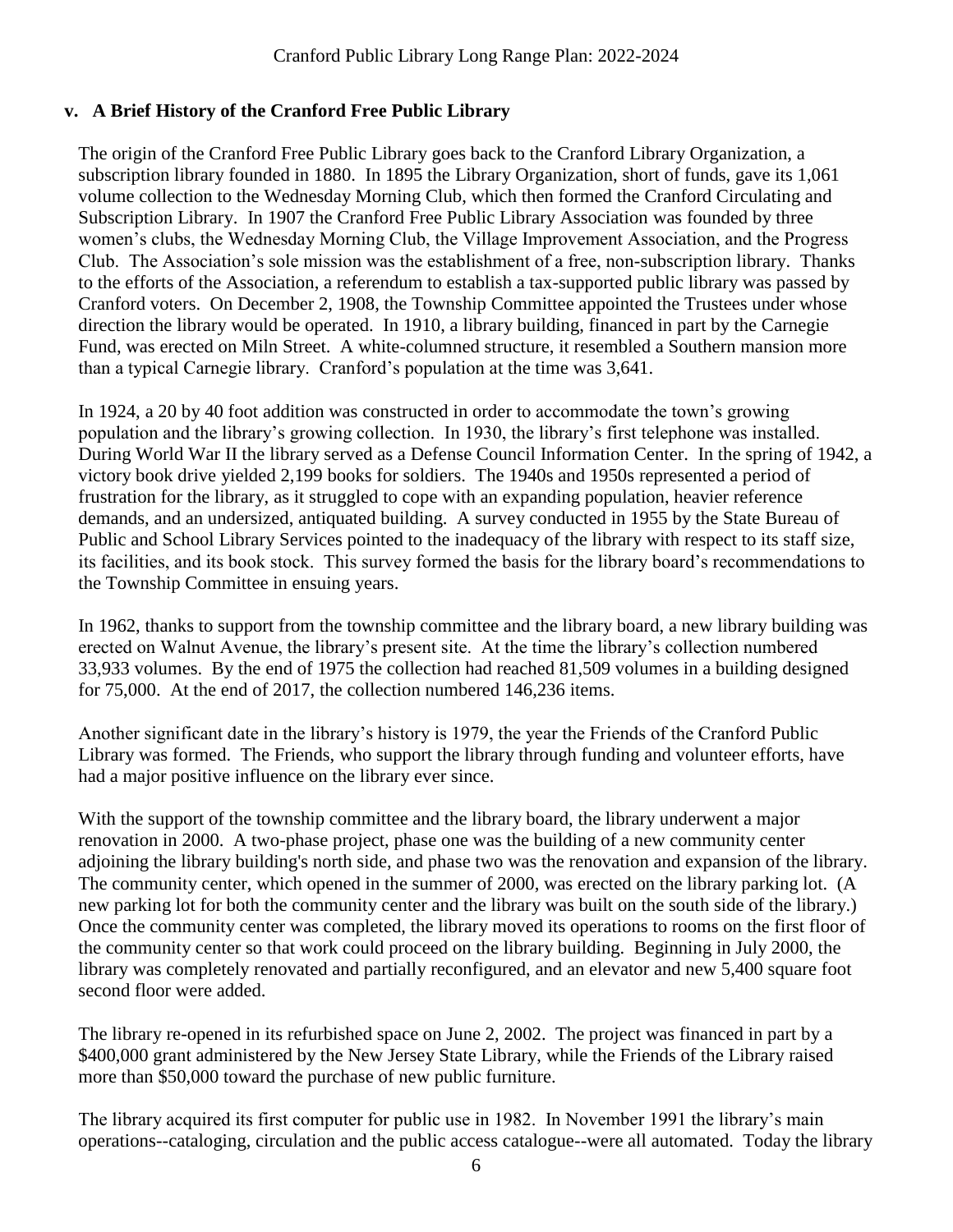## v. A Brief History of the Cranford Free Public Library

The origin of the Cranford Free Public Library goes back to the Cranford Library Organization, a subscription library founded in 1880. In 1895 the Library Organization, short of funds, gave its 1,061 volume collection to the Wednesday Morning Club, which then formed the Cranford Circulating and Subscription Library. In 1907 the Cranford Free Public Library Association was founded by three women's clubs, the Wednesday Morning Club, the Village Improvement Association, and the Progress Club. The Association's sole mission was the establishment of a free, non-subscription library. Thanks to the efforts of the Association, a referendum to establish a tax-supported public library was passed by Cranford voters. On December 2, 1908, the Township Committee appointed the Trustees under whose direction the library would be operated. In 1910, a library building, financed in part by the Carnegie Fund, was erected on Miln Street. A white-columned structure, it resembled a Southern mansion more than a typical Carnegie library. Cranford's population at the time was 3,641.

In 1924, a 20 by 40 foot addition was constructed in order to accommodate the town's growing population and the library's growing collection. In 1930, the library's first telephone was installed. During World War II the library served as a Defense Council Information Center. In the spring of 1942, a victory book drive yielded 2,199 books for soldiers. The 1940s and 1950s represented a period of frustration for the library, as it struggled to cope with an expanding population, heavier reference demands, and an undersized, antiquated building. A survey conducted in 1955 by the State Bureau of Public and School Library Services pointed to the inadequacy of the library with respect to its staff size, its facilities, and its book stock. This survey formed the basis for the library board's recommendations to the Township Committee in ensuing years.

In 1962, thanks to support from the township committee and the library board, a new library building was erected on Walnut Avenue, the library's present site. At the time the library's collection numbered 33,933 volumes. By the end of 1975 the collection had reached 81,509 volumes in a building designed for 75,000. At the end of 2017, the collection numbered 146,236 items.

Another significant date in the library's history is 1979, the year the Friends of the Cranford Public Library was formed. The Friends, who support the library through funding and volunteer efforts, have had a major positive influence on the library ever since.

With the support of the township committee and the library board, the library underwent a major renovation in 2000. A two-phase project, phase one was the building of a new community center adjoining the library building's north side, and phase two was the renovation and expansion of the library. The community center, which opened in the summer of 2000, was erected on the library parking lot. (A new parking lot for both the community center and the library was built on the south side of the library.) Once the community center was completed, the library moved its operations to rooms on the first floor of the community center so that work could proceed on the library building. Beginning in July 2000, the library was completely renovated and partially reconfigured, and an elevator and new 5,400 square foot second floor were added.

The library re-opened in its refurbished space on June 2, 2002. The project was financed in part by a $400,000 grant administered by the New Jersey State Library, while the Friends of the Library raised more than $50,000 toward the purchase of new public furniture.

The library acquired its first computer for public use in 1982. In November 1991 the library's main operations--cataloging, circulation and the public access catalogue--were all automated. Today the library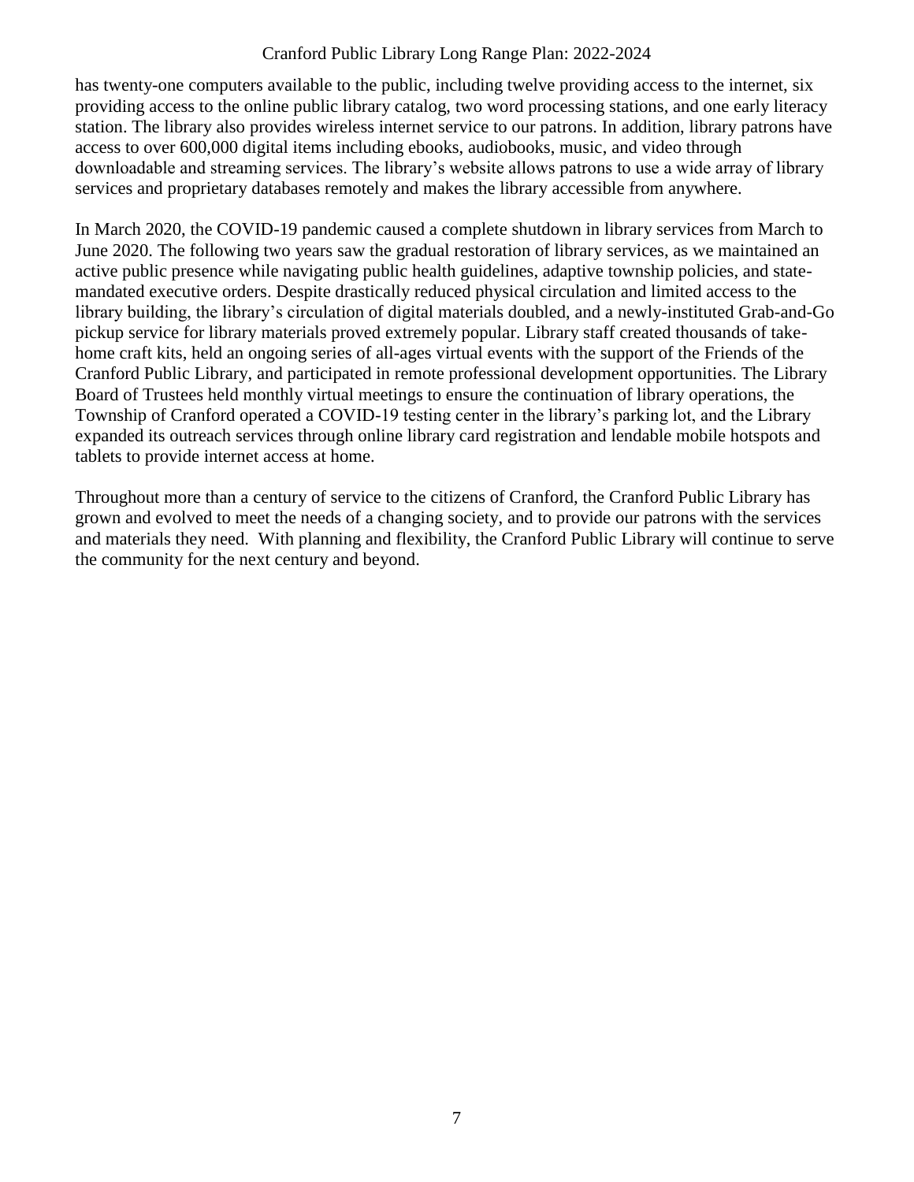has twenty-one computers available to the public, including twelve providing access to the internet, six providing access to the online public library catalog, two word processing stations, and one early literacy station. The library also provides wireless internet service to our patrons. In addition, library patrons have access to over 600,000 digital items including ebooks, audiobooks, music, and video through downloadable and streaming services. The library's website allows patrons to use a wide array of library services and proprietary databases remotely and makes the library accessible from anywhere.

In March 2020, the COVID-19 pandemic caused a complete shutdown in library services from March to June 2020. The following two years saw the gradual restoration of library services, as we maintained an active public presence while navigating public health guidelines, adaptive township policies, and state-mandated executive orders. Despite drastically reduced physical circulation and limited access to the library building, the library's circulation of digital materials doubled, and a newly-instituted Grab-and-Go pickup service for library materials proved extremely popular. Library staff created thousands of take-home craft kits, held an ongoing series of all-ages virtual events with the support of the Friends of the Cranford Public Library, and participated in remote professional development opportunities. The Library Board of Trustees held monthly virtual meetings to ensure the continuation of library operations, the Township of Cranford operated a COVID-19 testing center in the library's parking lot, and the Library expanded its outreach services through online library card registration and lendable mobile hotspots and tablets to provide internet access at home.

Throughout more than a century of service to the citizens of Cranford, the Cranford Public Library has grown and evolved to meet the needs of a changing society, and to provide our patrons with the services and materials they need. With planning and flexibility, the Cranford Public Library will continue to serve the community for the next century and beyond.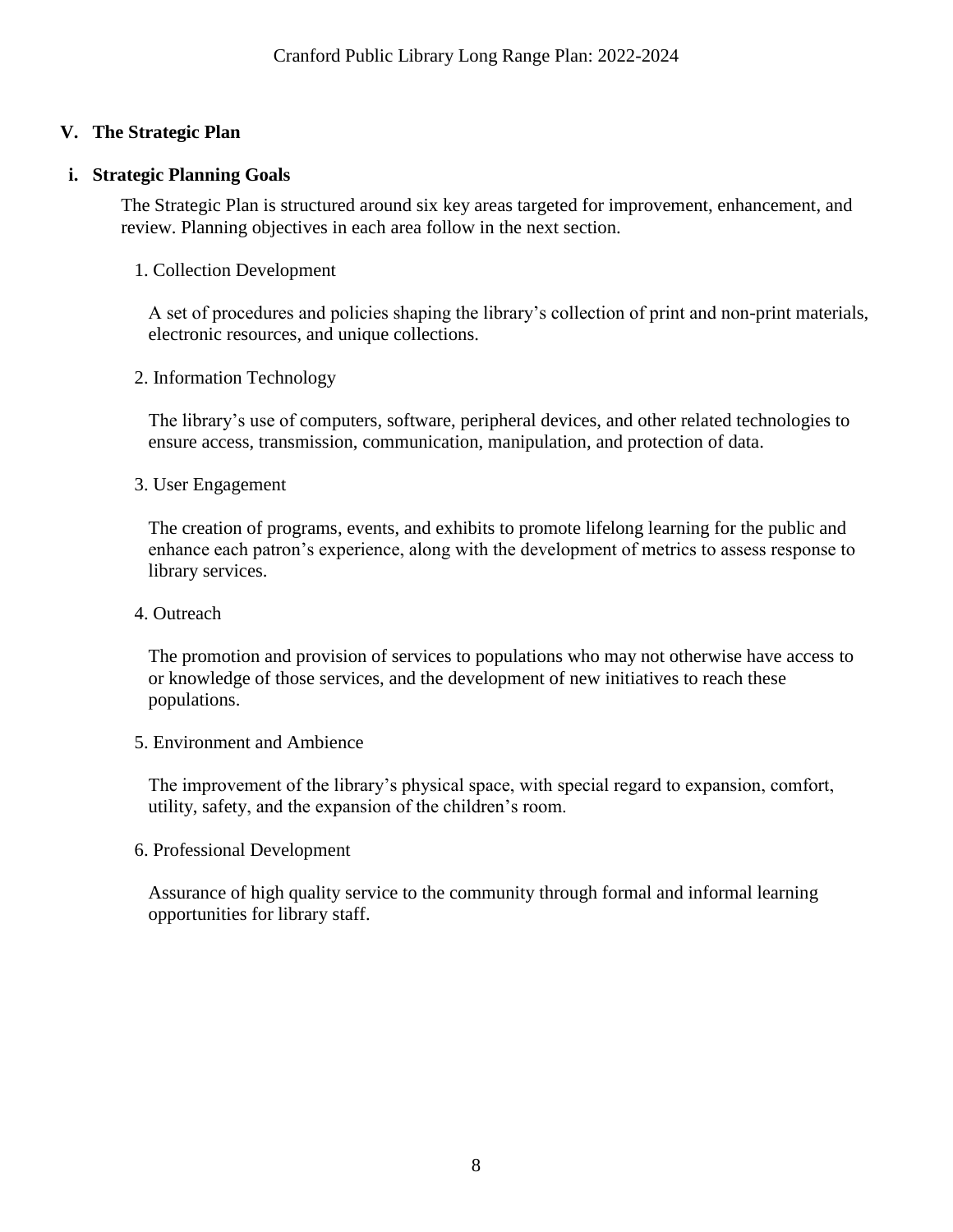## V. The Strategic Plan

### i. Strategic Planning Goals

The Strategic Plan is structured around six key areas targeted for improvement, enhancement, and review. Planning objectives in each area follow in the next section.

1. Collection Development

   A set of procedures and policies shaping the library's collection of print and non-print materials, electronic resources, and unique collections.

2. Information Technology

   The library's use of computers, software, peripheral devices, and other related technologies to ensure access, transmission, communication, manipulation, and protection of data.

3. User Engagement

   The creation of programs, events, and exhibits to promote lifelong learning for the public and enhance each patron's experience, along with the development of metrics to assess response to library services.

4. Outreach

   The promotion and provision of services to populations who may not otherwise have access to or knowledge of those services, and the development of new initiatives to reach these populations.

5. Environment and Ambience

   The improvement of the library's physical space, with special regard to expansion, comfort, utility, safety, and the expansion of the children's room.

6. Professional Development

   Assurance of high quality service to the community through formal and informal learning opportunities for library staff.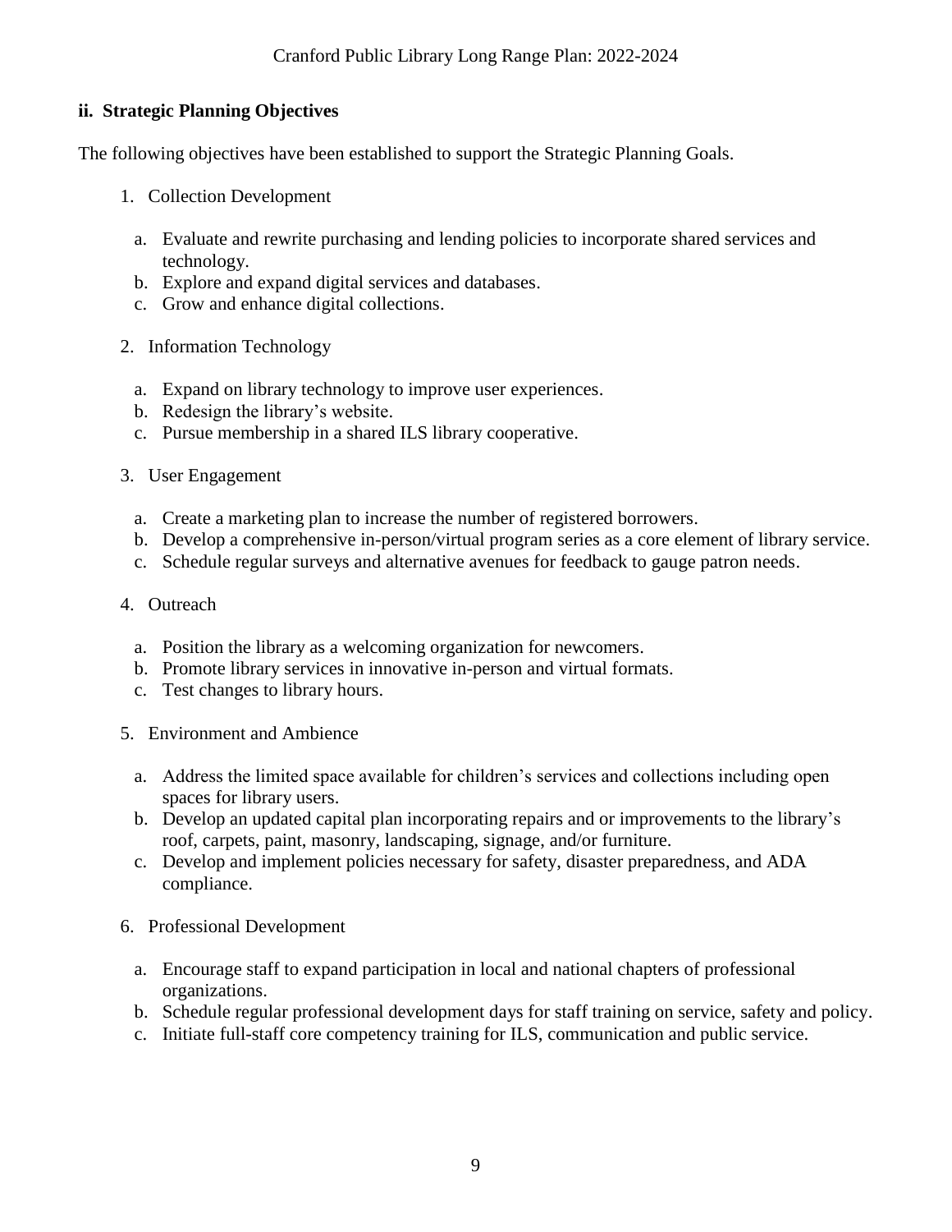### ii. Strategic Planning Objectives

The following objectives have been established to support the Strategic Planning Goals.

1. Collection Development
   a. Evaluate and rewrite purchasing and lending policies to incorporate shared services and technology.
   b. Explore and expand digital services and databases.
   c. Grow and enhance digital collections.

2. Information Technology
   a. Expand on library technology to improve user experiences.
   b. Redesign the library's website.
   c. Pursue membership in a shared ILS library cooperative.

3. User Engagement
   a. Create a marketing plan to increase the number of registered borrowers.
   b. Develop a comprehensive in-person/virtual program series as a core element of library service.
   c. Schedule regular surveys and alternative avenues for feedback to gauge patron needs.

4. Outreach
   a. Position the library as a welcoming organization for newcomers.
   b. Promote library services in innovative in-person and virtual formats.
   c. Test changes to library hours.

5. Environment and Ambience
   a. Address the limited space available for children's services and collections including open spaces for library users.
   b. Develop an updated capital plan incorporating repairs and or improvements to the library's roof, carpets, paint, masonry, landscaping, signage, and/or furniture.
   c. Develop and implement policies necessary for safety, disaster preparedness, and ADA compliance.

6. Professional Development
   a. Encourage staff to expand participation in local and national chapters of professional organizations.
   b. Schedule regular professional development days for staff training on service, safety and policy.
   c. Initiate full-staff core competency training for ILS, communication and public service.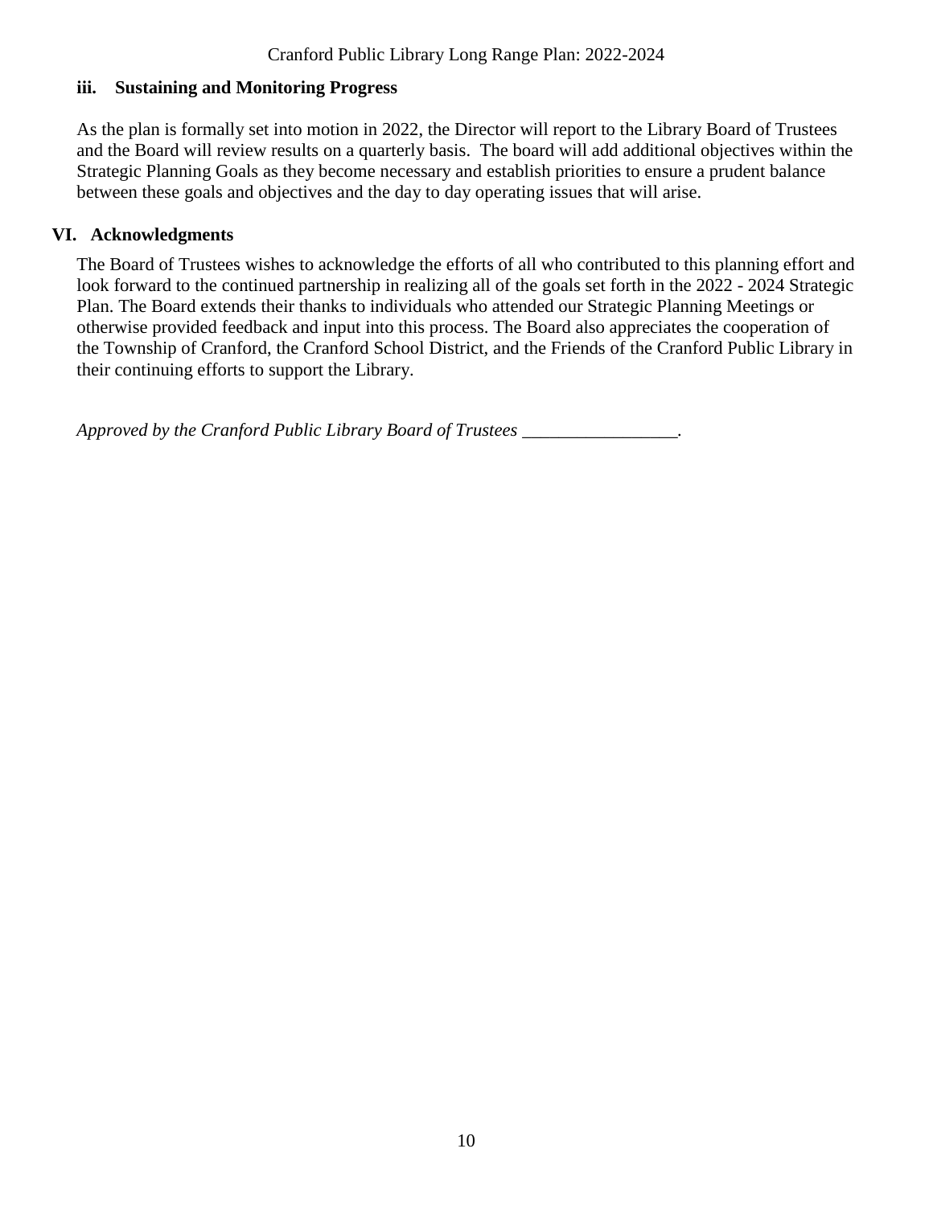### iii. Sustaining and Monitoring Progress

As the plan is formally set into motion in 2022, the Director will report to the Library Board of Trustees and the Board will review results on a quarterly basis. The board will add additional objectives within the Strategic Planning Goals as they become necessary and establish priorities to ensure a prudent balance between these goals and objectives and the day to day operating issues that will arise.

## VI. Acknowledgments

The Board of Trustees wishes to acknowledge the efforts of all who contributed to this planning effort and look forward to the continued partnership in realizing all of the goals set forth in the 2022 - 2024 Strategic Plan. The Board extends their thanks to individuals who attended our Strategic Planning Meetings or otherwise provided feedback and input into this process. The Board also appreciates the cooperation of the Township of Cranford, the Cranford School District, and the Friends of the Cranford Public Library in their continuing efforts to support the Library.

*Approved by the Cranford Public Library Board of Trustees* _________________.